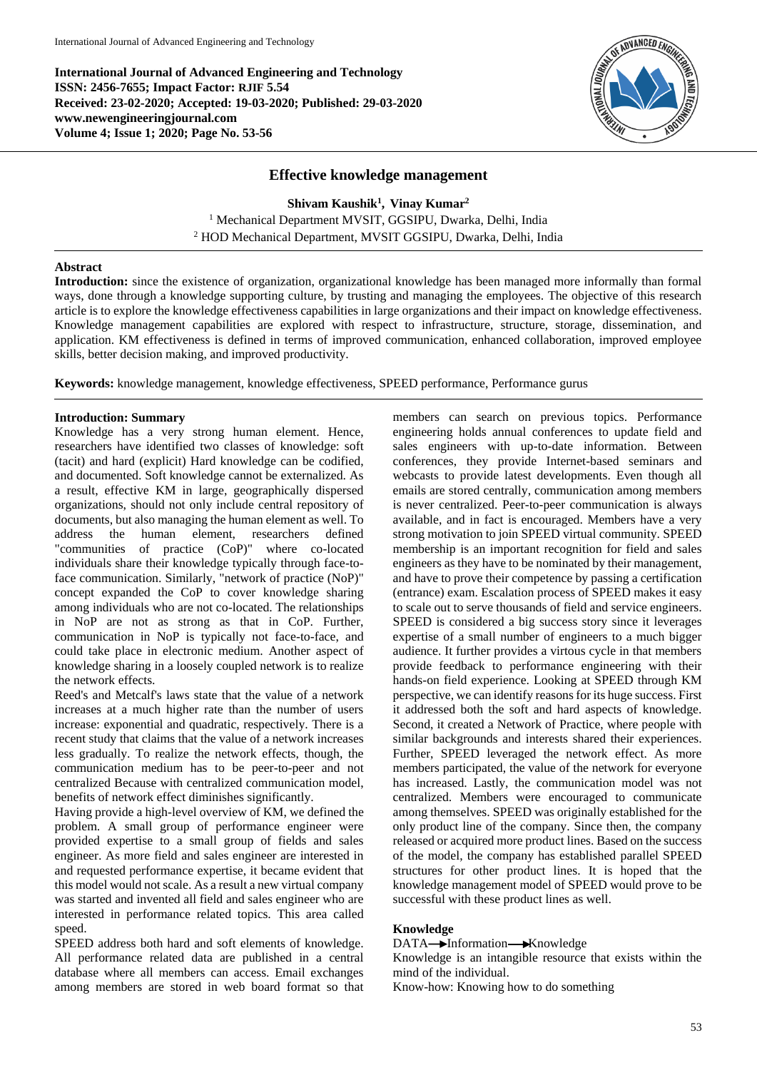International Journal of Advanced Engineering and Technology
ISSN: 2456-7655; Impact Factor: RJIF 5.54
Received: 23-02-2020; Accepted: 19-03-2020; Published: 29-03-2020
www.newengineeringjournal.com
Volume 4; Issue 1; 2020; Page No. 53-56

# Effective knowledge management

**Shivam Kaushik[1], Vinay Kumar[2]**

[1] Mechanical Department MVSIT, GGSIPU, Dwarka, Delhi, India
[2] HOD Mechanical Department, MVSIT GGSIPU, Dwarka, Delhi, India

## Abstract

**Introduction:** since the existence of organization, organizational knowledge has been managed more informally than formal ways, done through a knowledge supporting culture, by trusting and managing the employees. The objective of this research article is to explore the knowledge effectiveness capabilities in large organizations and their impact on knowledge effectiveness. Knowledge management capabilities are explored with respect to infrastructure, structure, storage, dissemination, and application. KM effectiveness is defined in terms of improved communication, enhanced collaboration, improved employee skills, better decision making, and improved productivity.

**Keywords:** knowledge management, knowledge effectiveness, SPEED performance, Performance gurus

## Introduction: Summary

Knowledge has a very strong human element. Hence, researchers have identified two classes of knowledge: soft (tacit) and hard (explicit) Hard knowledge can be codified, and documented. Soft knowledge cannot be externalized. As a result, effective KM in large, geographically dispersed organizations, should not only include central repository of documents, but also managing the human element as well. To address the human element, researchers defined "communities of practice (CoP)" where co-located individuals share their knowledge typically through face-to-face communication. Similarly, "network of practice (NoP)" concept expanded the CoP to cover knowledge sharing among individuals who are not co-located. The relationships in NoP are not as strong as that in CoP. Further, communication in NoP is typically not face-to-face, and could take place in electronic medium. Another aspect of knowledge sharing in a loosely coupled network is to realize the network effects.

Reed's and Metcalf's laws state that the value of a network increases at a much higher rate than the number of users increase: exponential and quadratic, respectively. There is a recent study that claims that the value of a network increases less gradually. To realize the network effects, though, the communication medium has to be peer-to-peer and not centralized Because with centralized communication model, benefits of network effect diminishes significantly.

Having provide a high-level overview of KM, we defined the problem. A small group of performance engineer were provided expertise to a small group of fields and sales engineer. As more field and sales engineer are interested in and requested performance expertise, it became evident that this model would not scale. As a result a new virtual company was started and invented all field and sales engineer who are interested in performance related topics. This area called speed.

SPEED address both hard and soft elements of knowledge. All performance related data are published in a central database where all members can access. Email exchanges among members are stored in web board format so that members can search on previous topics. Performance engineering holds annual conferences to update field and sales engineers with up-to-date information. Between conferences, they provide Internet-based seminars and webcasts to provide latest developments. Even though all emails are stored centrally, communication among members is never centralized. Peer-to-peer communication is always available, and in fact is encouraged. Members have a very strong motivation to join SPEED virtual community. SPEED membership is an important recognition for field and sales engineers as they have to be nominated by their managers, and have to prove their competence by passing a certification (entrance) exam. Escalation process of SPEED makes it easy to scale out to serve thousands of field and service engineers. SPEED is considered a big success story since it leverages expertise of a small number of engineers to a much bigger audience. It further provides a virtous cycle in that members provide feedback to performance engineering with their hands-on field experience. Looking at SPEED through KM perspective, we can identify reasons for its huge success. First it addressed both the soft and hard aspects of knowledge. Second, it created a Network of Practice, where people with similar backgrounds and interests shared their experiences. Further, SPEED leveraged the network effect. As more members participated, the value of the network for everyone has increased. Lastly, the communication model was not centralized. Members were encouraged to communicate among themselves. SPEED was originally established for the only product line of the company. Since then, the company released or acquired more product lines. Based on the success of the model, the company has established parallel SPEED structures for other product lines. It is hoped that the knowledge management model of SPEED would prove to be successful with these product lines as well.

## Knowledge

DATA→Information→Knowledge

Knowledge is an intangible resource that exists within the mind of the individual.

Know-how: Knowing how to do something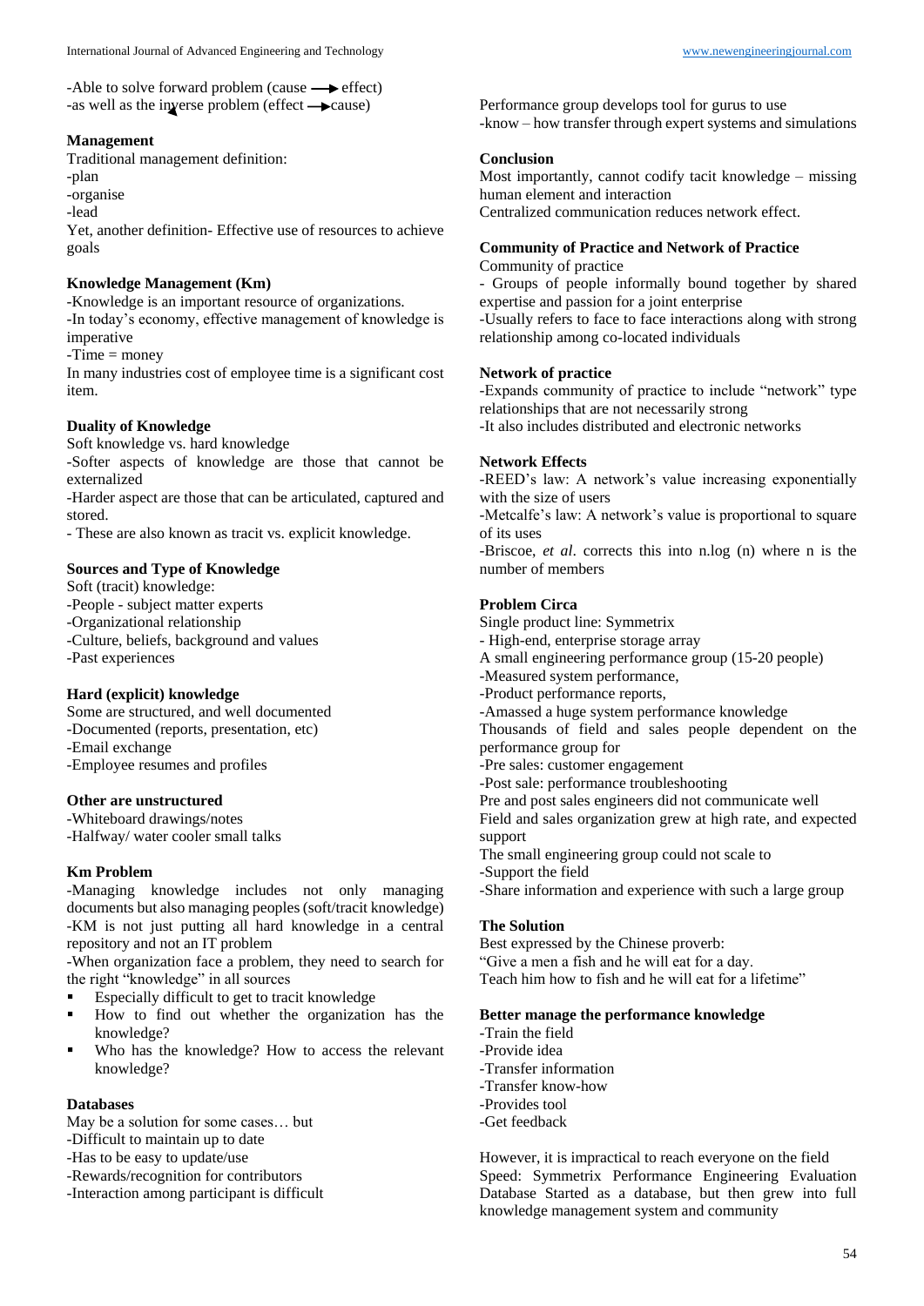-Able to solve forward problem (cause ⟶ effect)
-as well as the inverse problem (effect ⟶ cause)

**Management**

Traditional management definition:
-plan
-organise
-lead
Yet, another definition- Effective use of resources to achieve goals

**Knowledge Management (Km)**

-Knowledge is an important resource of organizations.
-In today's economy, effective management of knowledge is imperative
-Time = money
In many industries cost of employee time is a significant cost item.

**Duality of Knowledge**

Soft knowledge vs. hard knowledge
-Softer aspects of knowledge are those that cannot be externalized
-Harder aspect are those that can be articulated, captured and stored.
- These are also known as tracit vs. explicit knowledge.

**Sources and Type of Knowledge**

Soft (tracit) knowledge:
-People - subject matter experts
-Organizational relationship
-Culture, beliefs, background and values
-Past experiences

**Hard (explicit) knowledge**

Some are structured, and well documented
-Documented (reports, presentation, etc)
-Email exchange
-Employee resumes and profiles

**Other are unstructured**

-Whiteboard drawings/notes
-Halfway/ water cooler small talks

**Km Problem**

-Managing knowledge includes not only managing documents but also managing peoples (soft/tracit knowledge)
-KM is not just putting all hard knowledge in a central repository and not an IT problem
-When organization face a problem, they need to search for the right "knowledge" in all sources

- Especially difficult to get to tracit knowledge
- How to find out whether the organization has the knowledge?
- Who has the knowledge? How to access the relevant knowledge?

**Databases**

May be a solution for some cases… but
-Difficult to maintain up to date
-Has to be easy to update/use
-Rewards/recognition for contributors
-Interaction among participant is difficult

Performance group develops tool for gurus to use
-know – how transfer through expert systems and simulations

**Conclusion**

Most importantly, cannot codify tacit knowledge – missing human element and interaction
Centralized communication reduces network effect.

**Community of Practice and Network of Practice**

Community of practice
- Groups of people informally bound together by shared expertise and passion for a joint enterprise
-Usually refers to face to face interactions along with strong relationship among co-located individuals

**Network of practice**

-Expands community of practice to include "network" type relationships that are not necessarily strong
-It also includes distributed and electronic networks

**Network Effects**

-REED's law: A network's value increasing exponentially with the size of users
-Metcalfe's law: A network's value is proportional to square of its uses
-Briscoe, *et al*. corrects this into n.log (n) where n is the number of members

**Problem Circa**

Single product line: Symmetrix
- High-end, enterprise storage array
A small engineering performance group (15-20 people)
-Measured system performance,
-Product performance reports,
-Amassed a huge system performance knowledge
Thousands of field and sales people dependent on the performance group for
-Pre sales: customer engagement
-Post sale: performance troubleshooting
Pre and post sales engineers did not communicate well
Field and sales organization grew at high rate, and expected support
The small engineering group could not scale to
-Support the field
-Share information and experience with such a large group

**The Solution**

Best expressed by the Chinese proverb:
"Give a men a fish and he will eat for a day.
Teach him how to fish and he will eat for a lifetime"

**Better manage the performance knowledge**

-Train the field
-Provide idea
-Transfer information
-Transfer know-how
-Provides tool
-Get feedback

However, it is impractical to reach everyone on the field
Speed: Symmetrix Performance Engineering Evaluation Database Started as a database, but then grew into full knowledge management system and community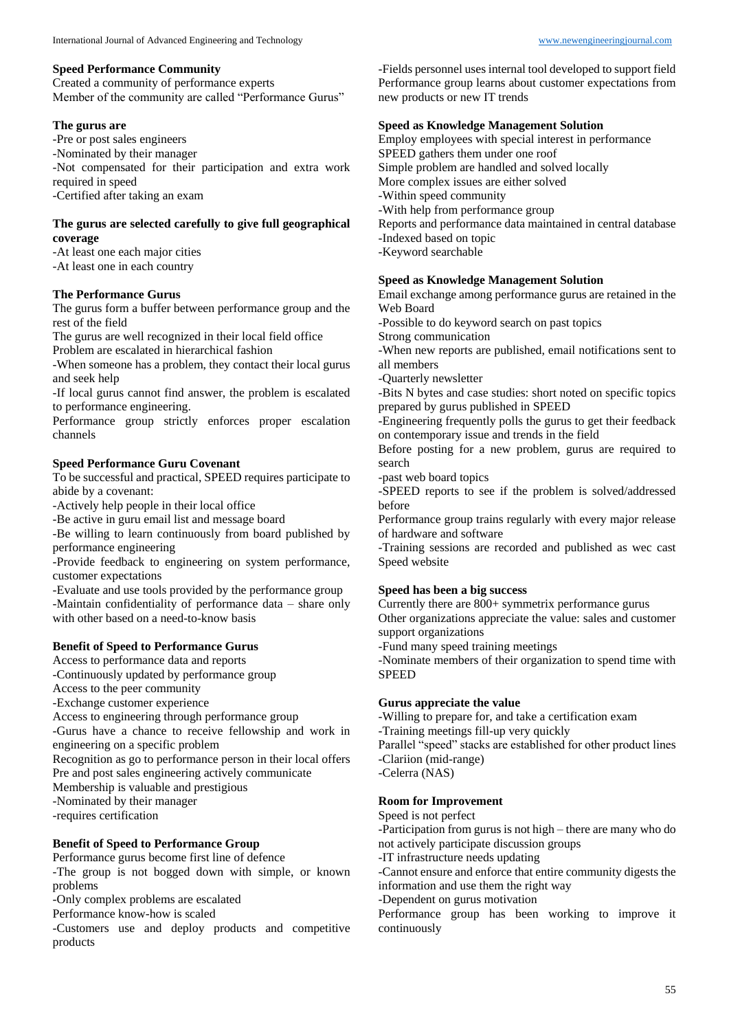### Speed Performance Community

Created a community of performance experts
Member of the community are called "Performance Gurus"

### The gurus are

-Pre or post sales engineers
-Nominated by their manager
-Not compensated for their participation and extra work required in speed
-Certified after taking an exam

### The gurus are selected carefully to give full geographical coverage

-At least one each major cities
-At least one in each country

### The Performance Gurus

The gurus form a buffer between performance group and the rest of the field
The gurus are well recognized in their local field office
Problem are escalated in hierarchical fashion
-When someone has a problem, they contact their local gurus and seek help
-If local gurus cannot find answer, the problem is escalated to performance engineering.
Performance group strictly enforces proper escalation channels

### Speed Performance Guru Covenant

To be successful and practical, SPEED requires participate to abide by a covenant:
-Actively help people in their local office
-Be active in guru email list and message board
-Be willing to learn continuously from board published by performance engineering
-Provide feedback to engineering on system performance, customer expectations
-Evaluate and use tools provided by the performance group
-Maintain confidentiality of performance data – share only with other based on a need-to-know basis

### Benefit of Speed to Performance Gurus

Access to performance data and reports
-Continuously updated by performance group
Access to the peer community
-Exchange customer experience
Access to engineering through performance group
-Gurus have a chance to receive fellowship and work in engineering on a specific problem
Recognition as go to performance person in their local offers
Pre and post sales engineering actively communicate
Membership is valuable and prestigious
-Nominated by their manager
-requires certification

### Benefit of Speed to Performance Group

Performance gurus become first line of defence
-The group is not bogged down with simple, or known problems
-Only complex problems are escalated
Performance know-how is scaled
-Customers use and deploy products and competitive products
-Fields personnel uses internal tool developed to support field
Performance group learns about customer expectations from new products or new IT trends

### Speed as Knowledge Management Solution

Employ employees with special interest in performance
SPEED gathers them under one roof
Simple problem are handled and solved locally
More complex issues are either solved
-Within speed community
-With help from performance group
Reports and performance data maintained in central database
-Indexed based on topic
-Keyword searchable

### Speed as Knowledge Management Solution

Email exchange among performance gurus are retained in the Web Board
-Possible to do keyword search on past topics
Strong communication
-When new reports are published, email notifications sent to all members
-Quarterly newsletter
-Bits N bytes and case studies: short noted on specific topics prepared by gurus published in SPEED
-Engineering frequently polls the gurus to get their feedback on contemporary issue and trends in the field
Before posting for a new problem, gurus are required to search
-past web board topics
-SPEED reports to see if the problem is solved/addressed before
Performance group trains regularly with every major release of hardware and software
-Training sessions are recorded and published as wec cast Speed website

### Speed has been a big success

Currently there are 800+ symmetrix performance gurus
Other organizations appreciate the value: sales and customer support organizations
-Fund many speed training meetings
-Nominate members of their organization to spend time with SPEED

### Gurus appreciate the value

-Willing to prepare for, and take a certification exam
-Training meetings fill-up very quickly
Parallel "speed" stacks are established for other product lines
-Clariion (mid-range)
-Celerra (NAS)

### Room for Improvement

Speed is not perfect
-Participation from gurus is not high – there are many who do not actively participate discussion groups
-IT infrastructure needs updating
-Cannot ensure and enforce that entire community digests the information and use them the right way
-Dependent on gurus motivation
Performance group has been working to improve it continuously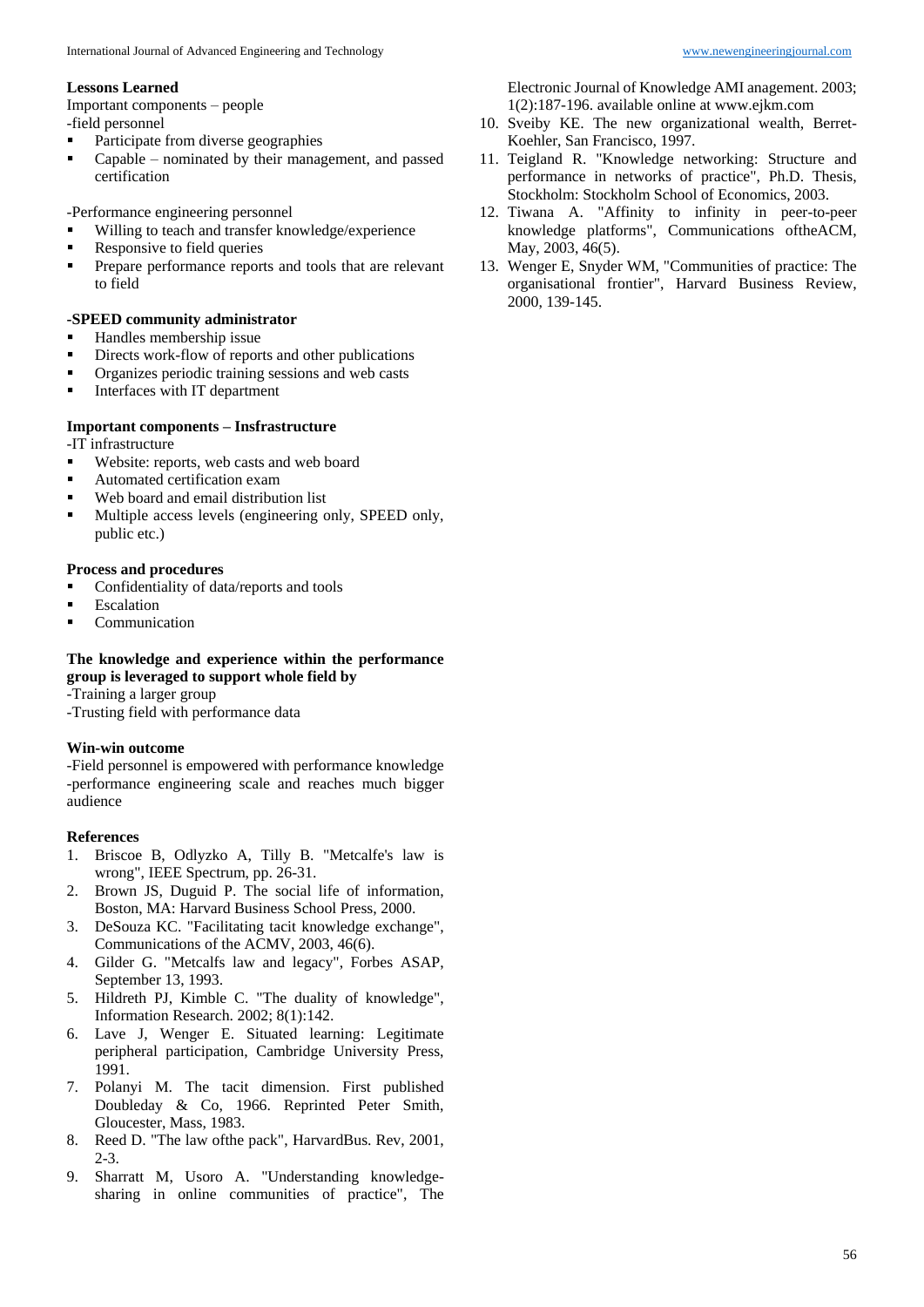**Lessons Learned**

Important components – people

-field personnel

- Participate from diverse geographies
- Capable – nominated by their management, and passed certification

-Performance engineering personnel

- Willing to teach and transfer knowledge/experience
- Responsive to field queries
- Prepare performance reports and tools that are relevant to field

**-SPEED community administrator**

- Handles membership issue
- Directs work-flow of reports and other publications
- Organizes periodic training sessions and web casts
- Interfaces with IT department

**Important components – Insfrastructure**

-IT infrastructure

- Website: reports, web casts and web board
- Automated certification exam
- Web board and email distribution list
- Multiple access levels (engineering only, SPEED only, public etc.)

**Process and procedures**

- Confidentiality of data/reports and tools
- Escalation
- Communication

**The knowledge and experience within the performance group is leveraged to support whole field by**

-Training a larger group

-Trusting field with performance data

**Win-win outcome**

-Field personnel is empowered with performance knowledge

-performance engineering scale and reaches much bigger audience

**References**

1. Briscoe B, Odlyzko A, Tilly B. "Metcalfe's law is wrong", IEEE Spectrum, pp. 26-31.
2. Brown JS, Duguid P. The social life of information, Boston, MA: Harvard Business School Press, 2000.
3. DeSouza KC. "Facilitating tacit knowledge exchange", Communications of the ACMV, 2003, 46(6).
4. Gilder G. "Metcalfs law and legacy", Forbes ASAP, September 13, 1993.
5. Hildreth PJ, Kimble C. "The duality of knowledge", Information Research. 2002; 8(1):142.
6. Lave J, Wenger E. Situated learning: Legitimate peripheral participation, Cambridge University Press, 1991.
7. Polanyi M. The tacit dimension. First published Doubleday & Co, 1966. Reprinted Peter Smith, Gloucester, Mass, 1983.
8. Reed D. "The law ofthe pack", HarvardBus. Rev, 2001, 2-3.
9. Sharratt M, Usoro A. "Understanding knowledge-sharing in online communities of practice", The Electronic Journal of Knowledge AMI anagement. 2003; 1(2):187-196. available online at www.ejkm.com
10. Sveiby KE. The new organizational wealth, Berret-Koehler, San Francisco, 1997.
11. Teigland R. "Knowledge networking: Structure and performance in networks of practice", Ph.D. Thesis, Stockholm: Stockholm School of Economics, 2003.
12. Tiwana A. "Affinity to infinity in peer-to-peer knowledge platforms", Communications oftheACM, May, 2003, 46(5).
13. Wenger E, Snyder WM, "Communities of practice: The organisational frontier", Harvard Business Review, 2000, 139-145.